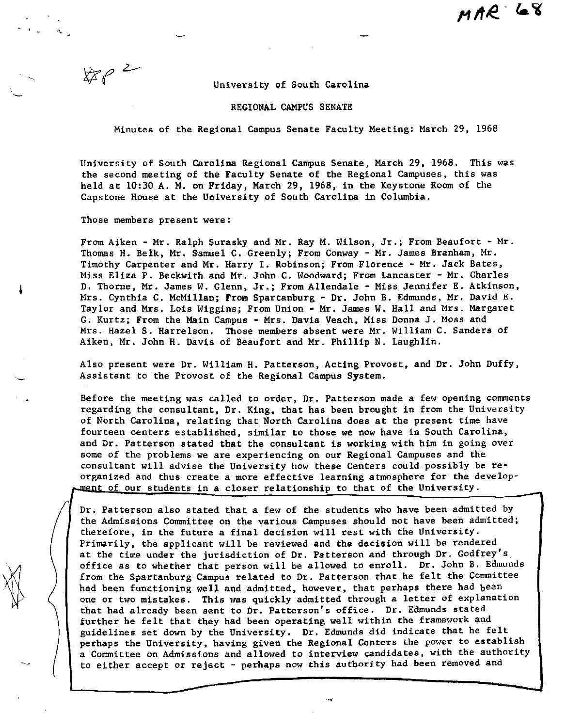University of South Carolina

REGIONAL CAMPUS SENATE

Minutes of the Regional Campus Senate Faculty Meeting: March 29, 1968

University of South Carolina Regional Campus Senate, March 29, 1968. This was the second meeting of the Faculty Senate of the Regional Campuses, this was held at 10:30 A. M. on Friday, March 29, 1968, in the Keystone Room of the Capstone House at the University of South Carolina in Columbia.

Those members present were:

From Aiken - Mr. Ralph Surasky and Mr. Ray M. Wilson, Jr.; From Beaufort - Mr. Thomas H. Belk, Mr. Samuel C. Greenly; From Conway - Mr. James Branham, Mr. Timothy Carpenter and Mr. Harry I. Robinson; From Florence - Mr. Jack Bates, Miss Eliza P. Beckwith and Mr. John C. Woodward; From Lancaster - Mr. Charles D. Thorne, Mr. James W. Glenn, Jr.; From Allendale - Miss Jennifer E. Atkinson, Mrs. Cynthia C. McMillan; From Spartanburg - Dr. John B. Edmunds, Mr. David E. Taylor and Mrs. Lois Wiggins; From Union - Mr. James W. Hall and Mrs. Margaret G. Kurtz; From the Main Campus - Mrs. Davia Veach, Miss Donna J. Moss and Mrs. Hazel S. Harrelson. Those members absent were Mr. William C. Sanders of Aiken, Mr. John H. Davis of Beaufort and Mr. Phillip N. Laughlin.

Also present were Dr. William H. Patterson, Acting Provost, and Dr. John Duffy, Assistant to the Provost of the Regional Campus System.

Before the meeting was called to order, Dr. Patterson made a few opening comments regarding the consultant, Dr. King, that has been brought in from the University of North Carolina, relating that North Carolina does at the present time have fourteen centers established, similar to those we now have in South Carolina, and Dr. Patterson stated that the consultant is working with him in going over some of the problems we are experiencing on our Regional Campuses and the consultant will advise the University how these Centers could possibly be reorganized and thus create a more effective learning atmosphere for the development of our students in a closer relationship to that of the University.

Dr. Patterson also stated that a few of the students who have been admitted by the Admissions Committee on the various Campuses should not have been admitted; therefore, in the future a final decision will rest with the University. Primarily, the applicant will be reviewed and the decision will be rendered at the time under the jurisdiction of Dr. Patterson and through Dr. Godfrey's office as to whether that person will be allowed to enroll. Dr. John B. Edmunds from the Spartanburg Campus related to Dr. Patterson that he felt the Committee had been functioning well and admitted, however, that perhaps there had been one or two mistakes. This was quickly admitted through a letter of explanation that had already been sent to Dr. Patterson's office. Dr. Edmunds stated further he felt that they had been operating well within the framework and guidelines set down by the University. Dr. Edmunds did indicate that he felt perhaps the University, having given the Regional Centers the power to establish a Committee on Admissions and allowed to interview candidates, with the authority to either accept or reject - perhaps now this authority had been removed and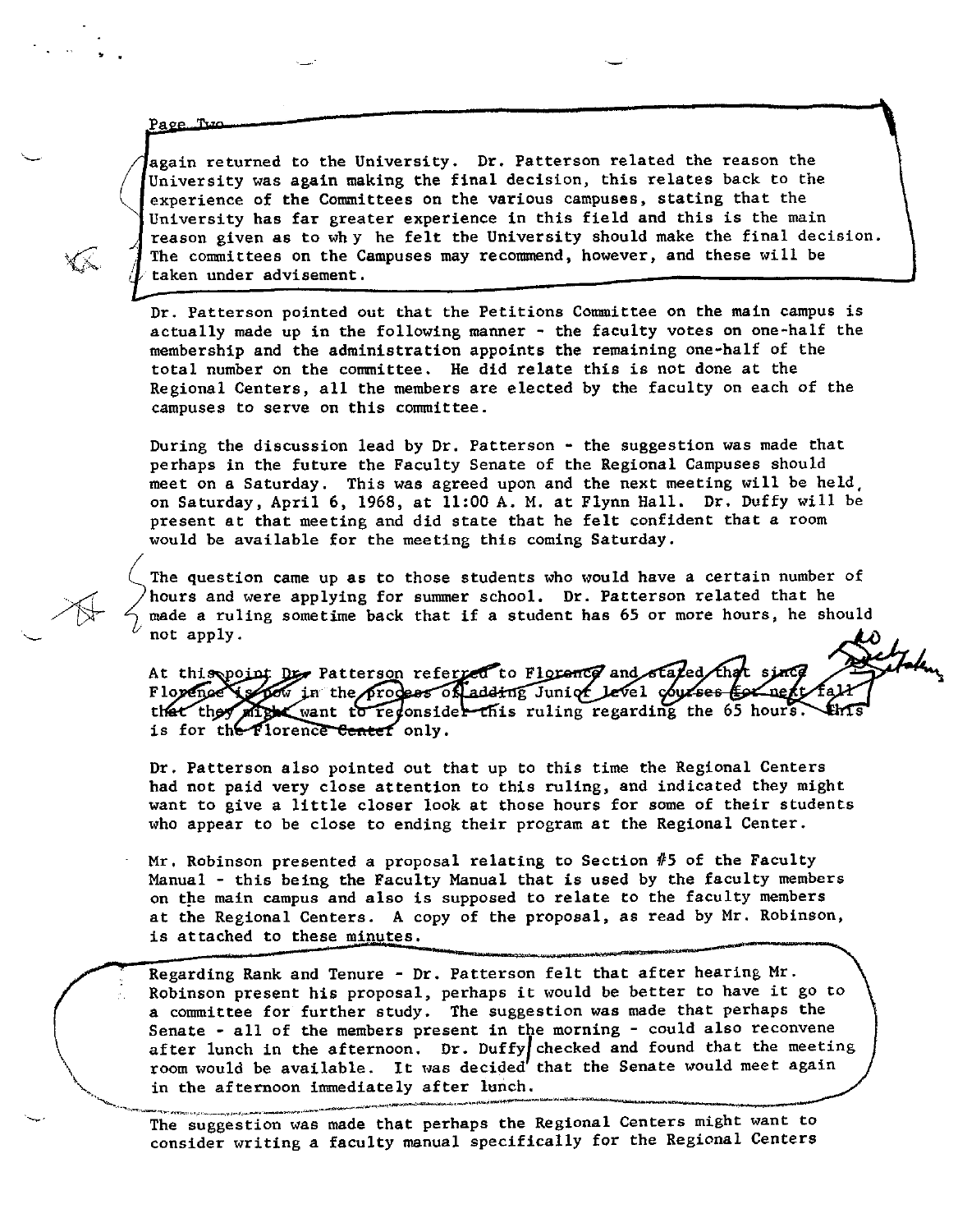again returned to the University. Dr. Patterson related the reason the University was again making the final decision, this relates back to the experience of the Committees on the various campuses, stating that the University has far greater experience in this field and this is the main reason given as to why he felt the University should make the final decision. The committees on the Campuses may recommend, however, and these will be taken under advisement.

Dr. Patterson pointed out that the Petitions Committee on the main campus is actually made up in the following manner - the faculty votes on one-half the membership and the administration appoints the remaining one-half of the total number on the committee. He did relate this is not done at the Regional Centers, all the members are elected by the faculty on each of the campuses to serve on this committee.

During the discussion lead by Dr. Patterson - the suggestion was made that perhaps in the future the Faculty Senate of the Regional Campuses should meet on a Saturday. This was agreed upon and the next meeting will be held, on Saturday, April 6, 1968, at 11:00 A. M. at Flynn Hall. Dr. Duffy will be present at that meeting and did state that he felt confident that a room would be available for the meeting this coming Saturday.

The question came up as to those students who would have a certain number of hours and were applying for summer school. Dr. Patterson related that he made a ruling sometime back that if a student has 65 or more hours, he should not apply.

~~At this point Dr. Patterson referred to Florence and stated that since Florence is now in the process of adding Junior level courses for next fall that they might want to reconsider this ruling regarding the 65 hours. This is for the Florence Center only.~~

Dr. Patterson also pointed out that up to this time the Regional Centers had not paid very close attention to this ruling, and indicated they might want to give a little closer look at those hours for some of their students who appear to be close to ending their program at the Regional Center.

Mr. Robinson presented a proposal relating to Section #5 of the Faculty Manual - this being the Faculty Manual that is used by the faculty members on the main campus and also is supposed to relate to the faculty members at the Regional Centers. A copy of the proposal, as read by Mr. Robinson, is attached to these minutes.

Regarding Rank and Tenure - Dr. Patterson felt that after hearing Mr. Robinson present his proposal, perhaps it would be better to have it go to a committee for further study. The suggestion was made that perhaps the Senate - all of the members present in the morning - could also reconvene after lunch in the afternoon. Dr. Duffy checked and found that the meeting room would be available. It was decided that the Senate would meet again in the afternoon immediately after lunch.

The suggestion was made that perhaps the Regional Centers might want to consider writing a faculty manual specifically for the Regional Centers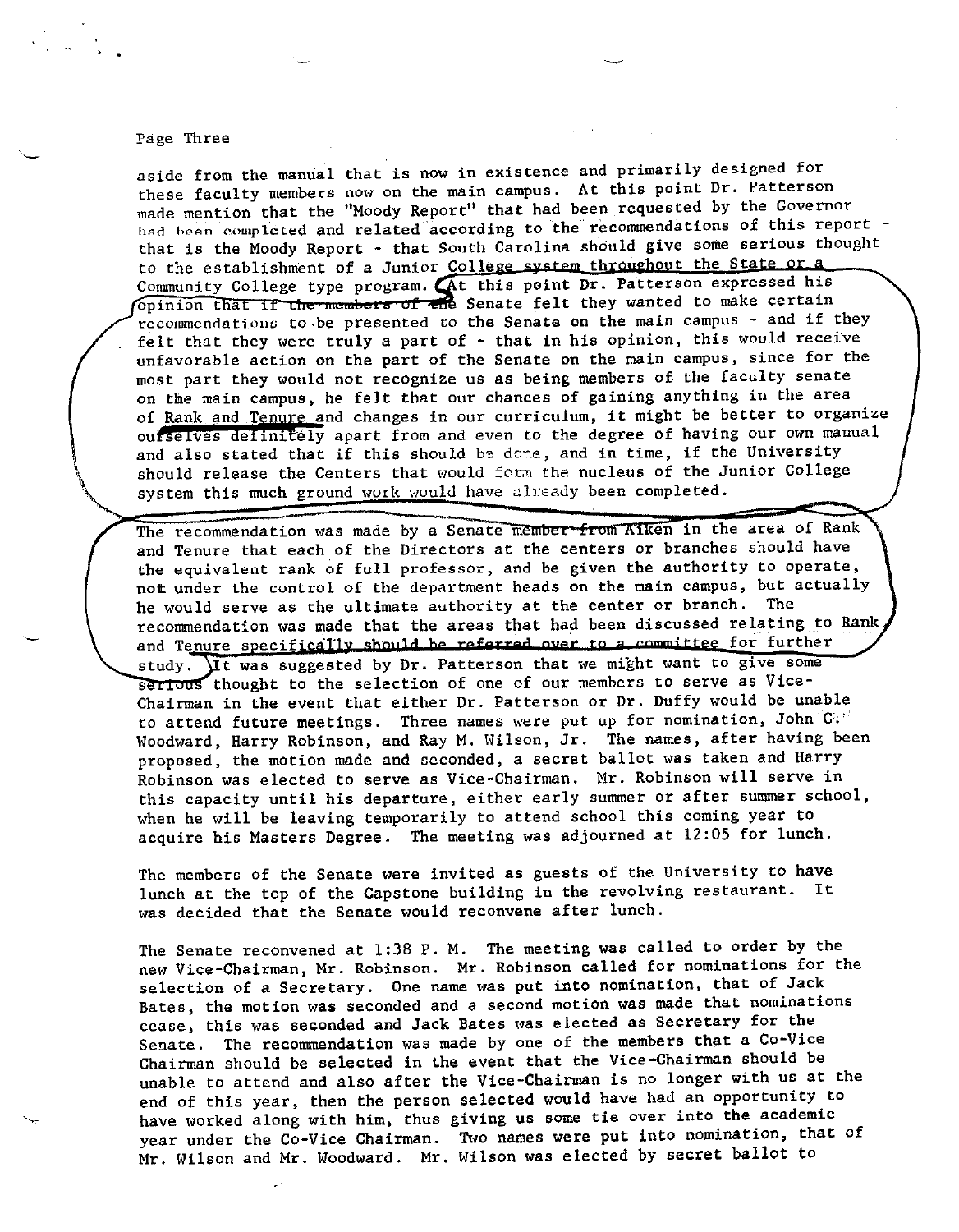aside from the manual that is now in existence and primarily designed for these faculty members now on the main campus. At this point Dr. Patterson made mention that the "Moody Report" that had been requested by the Governor had been completed and related according to the recommendations of this report - that is the Moody Report - that South Carolina should give some serious thought to the establishment of a Junior College system throughout the State or a Community College type program. At this point Dr. Patterson expressed his opinion that if the members of the Senate felt they wanted to make certain recommendations to be presented to the Senate on the main campus - and if they felt that they were truly a part of - that in his opinion, this would receive unfavorable action on the part of the Senate on the main campus, since for the most part they would not recognize us as being members of the faculty senate on the main campus, he felt that our chances of gaining anything in the area of Rank and Tenure and changes in our curriculum, it might be better to organize ourselves definitely apart from and even to the degree of having our own manual and also stated that if this should be done, and in time, if the University should release the Centers that would form the nucleus of the Junior College system this much ground work would have already been completed.

The recommendation was made by a Senate member from Aiken in the area of Rank and Tenure that each of the Directors at the centers or branches should have the equivalent rank of full professor, and be given the authority to operate, not under the control of the department heads on the main campus, but actually he would serve as the ultimate authority at the center or branch. The recommendation was made that the areas that had been discussed relating to Rank and Tenure specifically should be referred over to a committee for further study. It was suggested by Dr. Patterson that we might want to give some serious thought to the selection of one of our members to serve as Vice-Chairman in the event that either Dr. Patterson or Dr. Duffy would be unable to attend future meetings. Three names were put up for nomination, John C. Woodward, Harry Robinson, and Ray M. Wilson, Jr. The names, after having been proposed, the motion made and seconded, a secret ballot was taken and Harry Robinson was elected to serve as Vice-Chairman. Mr. Robinson will serve in this capacity until his departure, either early summer or after summer school, when he will be leaving temporarily to attend school this coming year to acquire his Masters Degree. The meeting was adjourned at 12:05 for lunch.

The members of the Senate were invited as guests of the University to have lunch at the top of the Capstone building in the revolving restaurant. It was decided that the Senate would reconvene after lunch.

The Senate reconvened at 1:38 P. M. The meeting was called to order by the new Vice-Chairman, Mr. Robinson. Mr. Robinson called for nominations for the selection of a Secretary. One name was put into nomination, that of Jack Bates, the motion was seconded and a second motion was made that nominations cease, this was seconded and Jack Bates was elected as Secretary for the Senate. The recommendation was made by one of the members that a Co-Vice Chairman should be selected in the event that the Vice-Chairman should be unable to attend and also after the Vice-Chairman is no longer with us at the end of this year, then the person selected would have had an opportunity to have worked along with him, thus giving us some tie over into the academic year under the Co-Vice Chairman. Two names were put into nomination, that of Mr. Wilson and Mr. Woodward. Mr. Wilson was elected by secret ballot to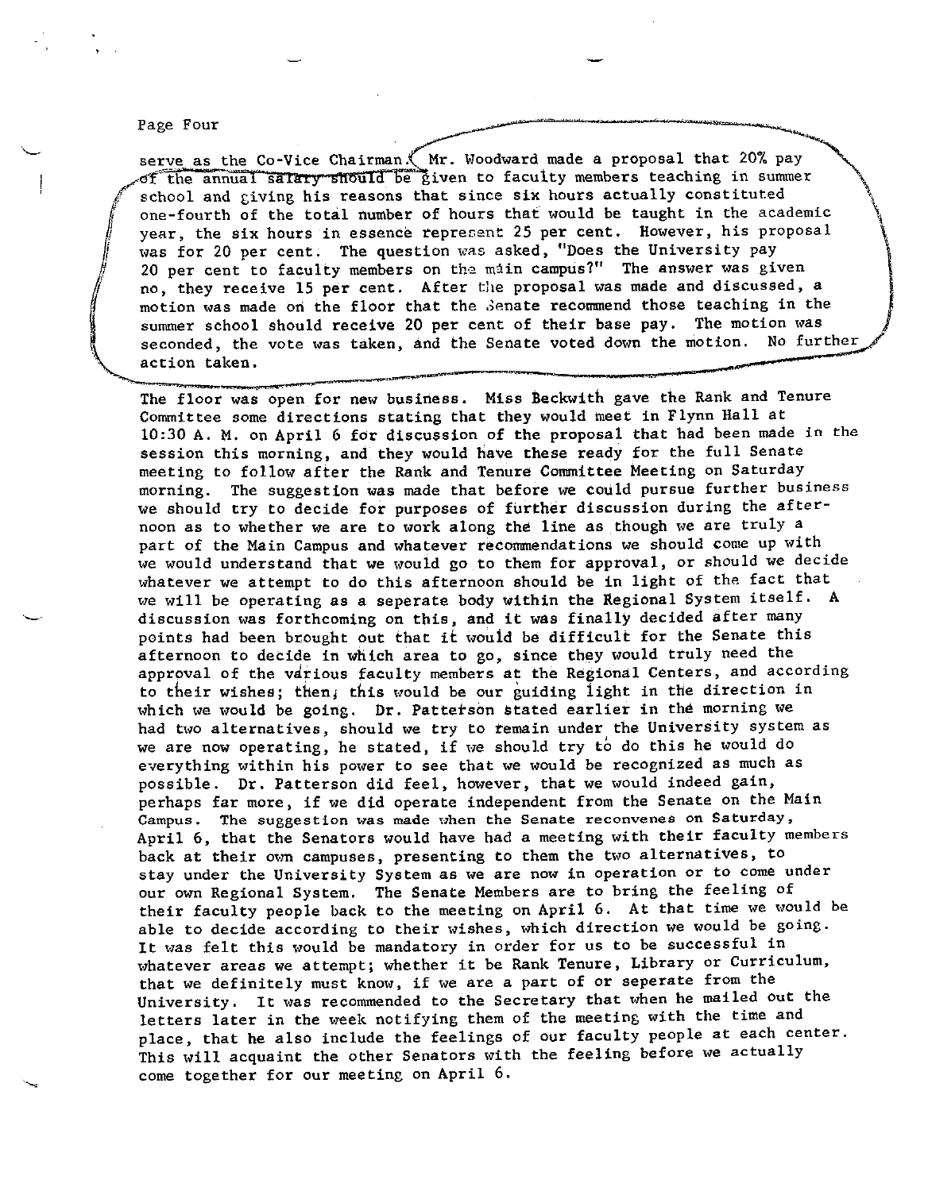serve as the Co-Vice Chairman. Mr. Woodward made a proposal that 20% pay of the annual salary should be given to faculty members teaching in summer school and giving his reasons that since six hours actually constituted one-fourth of the total number of hours that would be taught in the academic year, the six hours in essence represent 25 per cent. However, his proposal was for 20 per cent. The question was asked, "Does the University pay 20 per cent to faculty members on the main campus?" The answer was given no, they receive 15 per cent. After the proposal was made and discussed, a motion was made on the floor that the Senate recommend those teaching in the summer school should receive 20 per cent of their base pay. The motion was seconded, the vote was taken, and the Senate voted down the motion. No further action taken.

The floor was open for new business. Miss Beckwith gave the Rank and Tenure Committee some directions stating that they would meet in Flynn Hall at 10:30 A. M. on April 6 for discussion of the proposal that had been made in the session this morning, and they would have these ready for the full Senate meeting to follow after the Rank and Tenure Committee Meeting on Saturday morning. The suggestion was made that before we could pursue further business we should try to decide for purposes of further discussion during the afternoon as to whether we are to work along the line as though we are truly a part of the Main Campus and whatever recommendations we should come up with we would understand that we would go to them for approval, or should we decide whatever we attempt to do this afternoon should be in light of the fact that we will be operating as a seperate body within the Regional System itself. A discussion was forthcoming on this, and it was finally decided after many points had been brought out that it would be difficult for the Senate this afternoon to decide in which area to go, since they would truly need the approval of the various faculty members at the Regional Centers, and according to their wishes; then, this would be our guiding light in the direction in which we would be going. Dr. Patterson stated earlier in the morning we had two alternatives, should we try to remain under the University system as we are now operating, he stated, if we should try to do this he would do everything within his power to see that we would be recognized as much as possible. Dr. Patterson did feel, however, that we would indeed gain, perhaps far more, if we did operate independent from the Senate on the Main Campus. The suggestion was made when the Senate reconvenes on Saturday, April 6, that the Senators would have had a meeting with their faculty members back at their own campuses, presenting to them the two alternatives, to stay under the University System as we are now in operation or to come under our own Regional System. The Senate Members are to bring the feeling of their faculty people back to the meeting on April 6. At that time we would be able to decide according to their wishes, which direction we would be going. It was felt this would be mandatory in order for us to be successful in whatever areas we attempt; whether it be Rank Tenure, Library or Curriculum, that we definitely must know, if we are a part of or seperate from the University. It was recommended to the Secretary that when he mailed out the letters later in the week notifying them of the meeting with the time and place, that he also include the feelings of our faculty people at each center. This will acquaint the other Senators with the feeling before we actually come together for our meeting on April 6.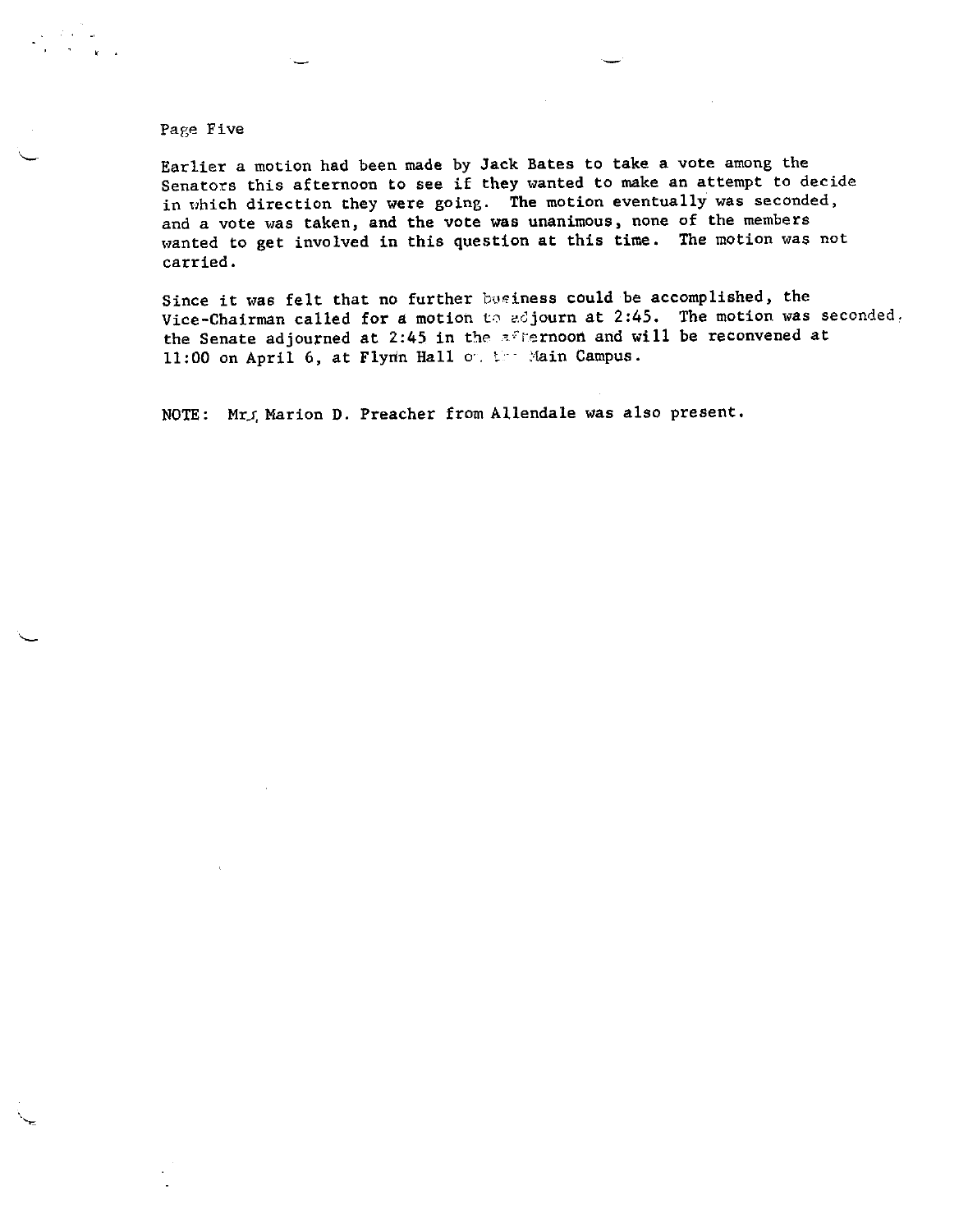Page Five

Earlier a motion had been made by Jack Bates to take a vote among the Senators this afternoon to see if they wanted to make an attempt to decide in which direction they were going. The motion eventually was seconded, and a vote was taken, and the vote was unanimous, none of the members wanted to get involved in this question at this time. The motion was not carried.

Since it was felt that no further business could be accomplished, the Vice-Chairman called for a motion to adjourn at 2:45. The motion was seconded, the Senate adjourned at 2:45 in the afternoon and will be reconvened at 11:00 on April 6, at Flynn Hall on the Main Campus.

NOTE: Mrs. Marion D. Preacher from Allendale was also present.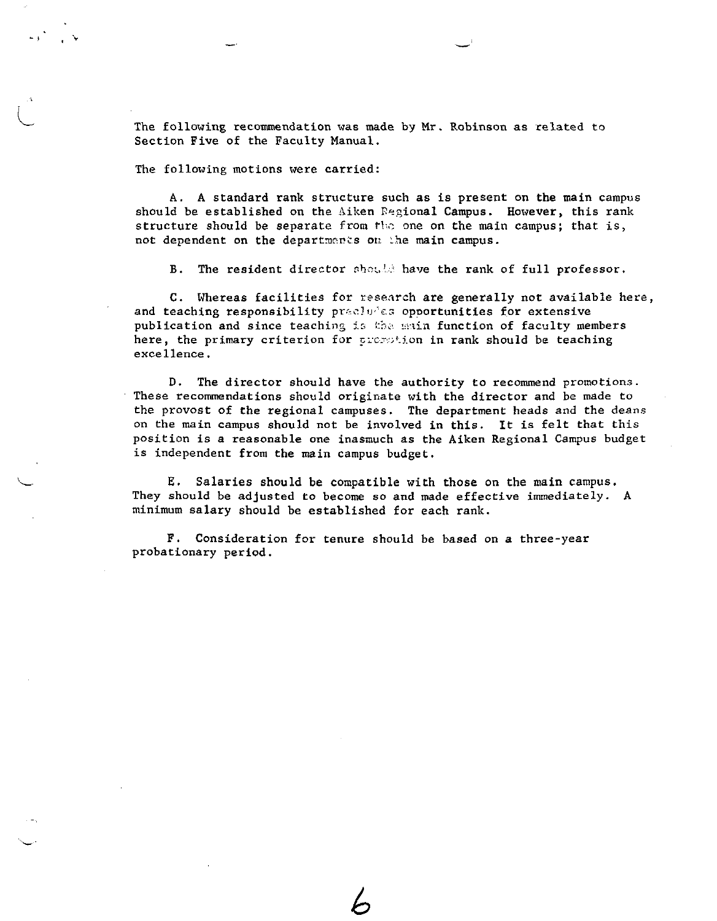The following recommendation was made by Mr. Robinson as related to Section Five of the Faculty Manual.

The following motions were carried:

A. A standard rank structure such as is present on the main campus should be established on the Aiken Regional Campus. However, this rank structure should be separate from the one on the main campus; that is, not dependent on the departments on the main campus.

B. The resident director should have the rank of full professor.

C. Whereas facilities for research are generally not available here, and teaching responsibility precludes opportunities for extensive publication and since teaching is the main function of faculty members here, the primary criterion for promotion in rank should be teaching excellence.

D. The director should have the authority to recommend promotions. These recommendations should originate with the director and be made to the provost of the regional campuses. The department heads and the deans on the main campus should not be involved in this. It is felt that this position is a reasonable one inasmuch as the Aiken Regional Campus budget is independent from the main campus budget.

E. Salaries should be compatible with those on the main campus. They should be adjusted to become so and made effective immediately. A minimum salary should be established for each rank.

F. Consideration for tenure should be based on a three-year probationary period.